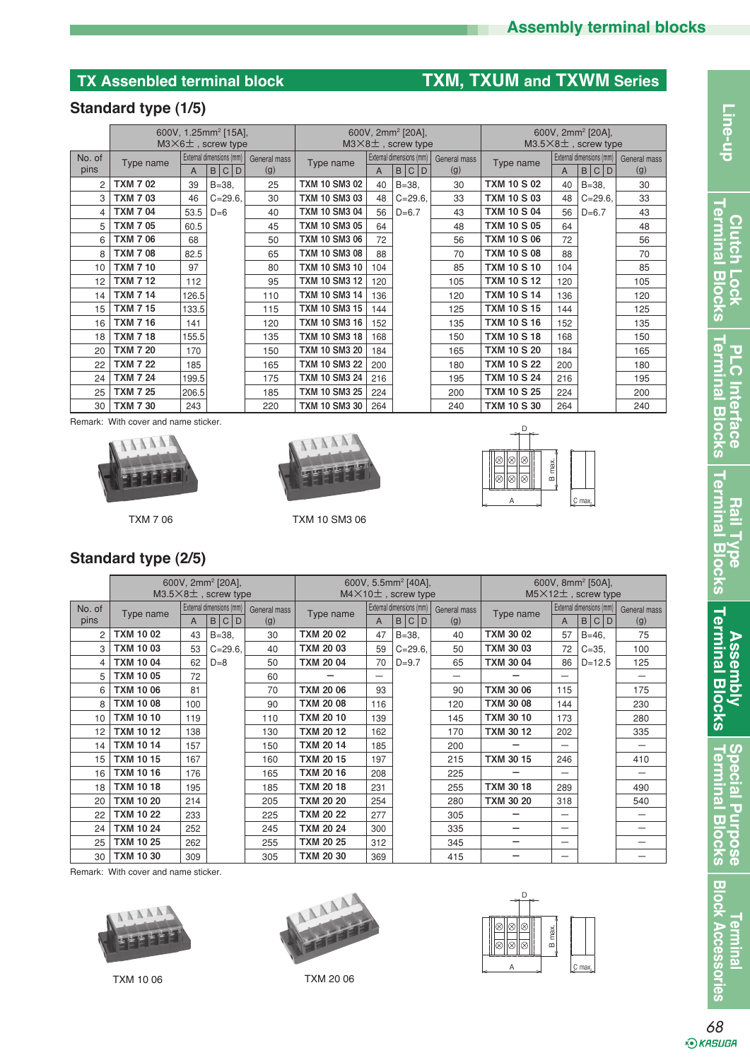# TX Assenbled terminal block — TXM, TXUM and TXWM Series

## Standard type (1/5)

| No. of pins | 600V, 1.25mm² [15A], M3×6±, screw type | | | | | | 600V, 2mm² [20A], M3×8±, screw type | | | | | | 600V, 2mm² [20A], M3.5×8±, screw type | | | | | |
|---|---|---|---|---|---|---|---|---|---|---|---|---|---|---|---|---|---|---|
| | Type name | External dimensions (mm) | | | | General mass | Type name | External dimensions (mm) | | | | General mass | Type name | External dimensions (mm) | | | | General mass |
| | | A | B | C | D | (g) | | A | B | C | D | (g) | | A | B | C | D | (g) |
| 2 | **TXM 7 02** | 39 | B=38, | | | 25 | **TXM 10 SM3 02** | 40 | B=38, | | | 30 | **TXM 10 S 02** | 40 | B=38, | | | 30 |
| 3 | **TXM 7 03** | 46 | C=29.6, | | | 30 | **TXM 10 SM3 03** | 48 | C=29.6, | | | 33 | **TXM 10 S 03** | 48 | C=29.6, | | | 33 |
| 4 | **TXM 7 04** | 53.5 | D=6 | | | 40 | **TXM 10 SM3 04** | 56 | D=6.7 | | | 43 | **TXM 10 S 04** | 56 | D=6.7 | | | 43 |
| 5 | **TXM 7 05** | 60.5 | | | | 45 | **TXM 10 SM3 05** | 64 | | | | 48 | **TXM 10 S 05** | 64 | | | | 48 |
| 6 | **TXM 7 06** | 68 | | | | 50 | **TXM 10 SM3 06** | 72 | | | | 56 | **TXM 10 S 06** | 72 | | | | 56 |
| 8 | **TXM 7 08** | 82.5 | | | | 65 | **TXM 10 SM3 08** | 88 | | | | 70 | **TXM 10 S 08** | 88 | | | | 70 |
| 10 | **TXM 7 10** | 97 | | | | 80 | **TXM 10 SM3 10** | 104 | | | | 85 | **TXM 10 S 10** | 104 | | | | 85 |
| 12 | **TXM 7 12** | 112 | | | | 95 | **TXM 10 SM3 12** | 120 | | | | 105 | **TXM 10 S 12** | 120 | | | | 105 |
| 14 | **TXM 7 14** | 126.5 | | | | 110 | **TXM 10 SM3 14** | 136 | | | | 120 | **TXM 10 S 14** | 136 | | | | 120 |
| 15 | **TXM 7 15** | 133.5 | | | | 115 | **TXM 10 SM3 15** | 144 | | | | 125 | **TXM 10 S 15** | 144 | | | | 125 |
| 16 | **TXM 7 16** | 141 | | | | 120 | **TXM 10 SM3 16** | 152 | | | | 135 | **TXM 10 S 16** | 152 | | | | 135 |
| 18 | **TXM 7 18** | 155.5 | | | | 135 | **TXM 10 SM3 18** | 168 | | | | 150 | **TXM 10 S 18** | 168 | | | | 150 |
| 20 | **TXM 7 20** | 170 | | | | 150 | **TXM 10 SM3 20** | 184 | | | | 165 | **TXM 10 S 20** | 184 | | | | 165 |
| 22 | **TXM 7 22** | 185 | | | | 165 | **TXM 10 SM3 22** | 200 | | | | 180 | **TXM 10 S 22** | 200 | | | | 180 |
| 24 | **TXM 7 24** | 199.5 | | | | 175 | **TXM 10 SM3 24** | 216 | | | | 195 | **TXM 10 S 24** | 216 | | | | 195 |
| 25 | **TXM 7 25** | 206.5 | | | | 185 | **TXM 10 SM3 25** | 224 | | | | 200 | **TXM 10 S 25** | 224 | | | | 200 |
| 30 | **TXM 7 30** | 243 | | | | 220 | **TXM 10 SM3 30** | 264 | | | | 240 | **TXM 10 S 30** | 264 | | | | 240 |

Remark: With cover and name sticker.

TXM 7 06

TXM 10 SM3 06

## Standard type (2/5)

| No. of pins | 600V, 2mm² [20A], M3.5×8±, screw type | | | | | | 600V, 5.5mm² [40A], M4×10±, screw type | | | | | | 600V, 8mm² [50A], M5×12±, screw type | | | | | |
|---|---|---|---|---|---|---|---|---|---|---|---|---|---|---|---|---|---|---|
| | Type name | External dimensions (mm) | | | | General mass | Type name | External dimensions (mm) | | | | General mass | Type name | External dimensions (mm) | | | | General mass |
| | | A | B | C | D | (g) | | A | B | C | D | (g) | | A | B | C | D | (g) |
| 2 | **TXM 10 02** | 43 | B=38, | | | 30 | **TXM 20 02** | 47 | B=38, | | | 40 | **TXM 30 02** | 57 | B=46, | | | 75 |
| 3 | **TXM 10 03** | 53 | C=29.6, | | | 40 | **TXM 20 03** | 59 | C=29.6, | | | 50 | **TXM 30 03** | 72 | C=35, | | | 100 |
| 4 | **TXM 10 04** | 62 | D=8 | | | 50 | **TXM 20 04** | 70 | D=9.7 | | | 65 | **TXM 30 04** | 86 | D=12.5 | | | 125 |
| 5 | **TXM 10 05** | 72 | | | | 60 | – | – | | | | – | – | – | | | | – |
| 6 | **TXM 10 06** | 81 | | | | 70 | **TXM 20 06** | 93 | | | | 90 | **TXM 30 06** | 115 | | | | 175 |
| 8 | **TXM 10 08** | 100 | | | | 90 | **TXM 20 08** | 116 | | | | 120 | **TXM 30 08** | 144 | | | | 230 |
| 10 | **TXM 10 10** | 119 | | | | 110 | **TXM 20 10** | 139 | | | | 145 | **TXM 30 10** | 173 | | | | 280 |
| 12 | **TXM 10 12** | 138 | | | | 130 | **TXM 20 12** | 162 | | | | 170 | **TXM 30 12** | 202 | | | | 335 |
| 14 | **TXM 10 14** | 157 | | | | 150 | **TXM 20 14** | 185 | | | | 200 | – | – | | | | – |
| 15 | **TXM 10 15** | 167 | | | | 160 | **TXM 20 15** | 197 | | | | 215 | **TXM 30 15** | 246 | | | | 410 |
| 16 | **TXM 10 16** | 176 | | | | 165 | **TXM 20 16** | 208 | | | | 225 | – | – | | | | – |
| 18 | **TXM 10 18** | 195 | | | | 185 | **TXM 20 18** | 231 | | | | 255 | **TXM 30 18** | 289 | | | | 490 |
| 20 | **TXM 10 20** | 214 | | | | 205 | **TXM 20 20** | 254 | | | | 280 | **TXM 30 20** | 318 | | | | 540 |
| 22 | **TXM 10 22** | 233 | | | | 225 | **TXM 20 22** | 277 | | | | 305 | – | – | | | | – |
| 24 | **TXM 10 24** | 252 | | | | 245 | **TXM 20 24** | 300 | | | | 335 | – | – | | | | – |
| 25 | **TXM 10 25** | 262 | | | | 255 | **TXM 20 25** | 312 | | | | 345 | – | – | | | | – |
| 30 | **TXM 10 30** | 309 | | | | 305 | **TXM 20 30** | 369 | | | | 415 | – | – | | | | – |

Remark: With cover and name sticker.

TXM 10 06

TXM 20 06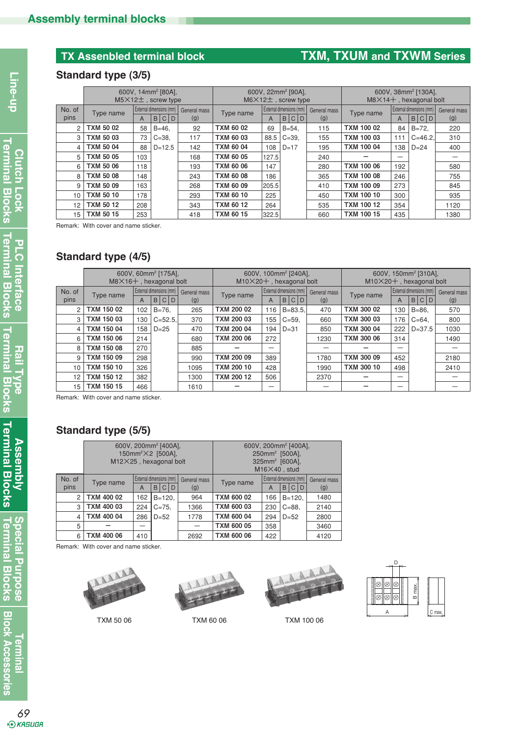## TX Assenbled terminal block — TXM, TXUM and TXWM Series

### Standard type (3/5)

| No. of pins | 600V, 14mm² [80A], M5×12±, screw type | | | | | 600V, 22mm² [90A], M6×12±, screw type | | | | | 600V, 38mm² [130A], M8×14+, hexagonal bolt | | | | |
|---|---|---|---|---|---|---|---|---|---|---|---|---|---|---|---|
| | Type name | External dimensions (mm) A | B | C | D | General mass (g) | Type name | External dimensions (mm) A | B C D | General mass (g) | Type name | External dimensions (mm) A | B C D | General mass (g) |
| 2 | TXM 50 02 | 58 | B=46, | 92 | TXM 60 02 | 69 | B=54, | 115 | TXM 100 02 | 84 | B=72, | 220 |
| 3 | TXM 50 03 | 73 | C=38, | 117 | TXM 60 03 | 88.5 | C=39, | 155 | TXM 100 03 | 111 | C=46.2, | 310 |
| 4 | TXM 50 04 | 88 | D=12.5 | 142 | TXM 60 04 | 108 | D=17 | 195 | TXM 100 04 | 138 | D=24 | 400 |
| 5 | TXM 50 05 | 103 | | 168 | TXM 60 05 | 127.5 | | 240 | — | — | | — |
| 6 | TXM 50 06 | 118 | | 193 | TXM 60 06 | 147 | | 280 | TXM 100 06 | 192 | | 580 |
| 8 | TXM 50 08 | 148 | | 243 | TXM 60 08 | 186 | | 365 | TXM 100 08 | 246 | | 755 |
| 9 | TXM 50 09 | 163 | | 268 | TXM 60 09 | 205.5 | | 410 | TXM 100 09 | 273 | | 845 |
| 10 | TXM 50 10 | 178 | | 293 | TXM 60 10 | 225 | | 450 | TXM 100 10 | 300 | | 935 |
| 12 | TXM 50 12 | 208 | | 343 | TXM 60 12 | 264 | | 535 | TXM 100 12 | 354 | | 1120 |
| 15 | TXM 50 15 | 253 | | 418 | TXM 60 15 | 322.5 | | 660 | TXM 100 15 | 435 | | 1380 |

Remark: With cover and name sticker.

### Standard type (4/5)

| No. of pins | 600V, 60mm² [175A], M8×16+, hexagonal bolt | | | | 600V, 100mm² [240A], M10×20+, hexagonal bolt | | | | 600V, 150mm² [310A], M10×20+, hexagonal bolt | | | |
|---|---|---|---|---|---|---|---|---|---|---|---|---|
| | Type name | External dimensions (mm) A | B C D | General mass (g) | Type name | External dimensions (mm) A | B C D | General mass (g) | Type name | External dimensions (mm) A | B C D | General mass (g) |
| 2 | TXM 150 02 | 102 | B=76, | 265 | TXM 200 02 | 116 | B=83.5, | 470 | TXM 300 02 | 130 | B=86, | 570 |
| 3 | TXM 150 03 | 130 | C=52.5, | 370 | TXM 200 03 | 155 | C=59, | 660 | TXM 300 03 | 176 | C=64, | 800 |
| 4 | TXM 150 04 | 158 | D=25 | 470 | TXM 200 04 | 194 | D=31 | 850 | TXM 300 04 | 222 | D=37.5 | 1030 |
| 6 | TXM 150 06 | 214 | | 680 | TXM 200 06 | 272 | | 1230 | TXM 300 06 | 314 | | 1490 |
| 8 | TXM 150 08 | 270 | | 885 | — | — | | — | — | — | | — |
| 9 | TXM 150 09 | 298 | | 990 | TXM 200 09 | 389 | | 1780 | TXM 300 09 | 452 | | 2180 |
| 10 | TXM 150 10 | 326 | | 1095 | TXM 200 10 | 428 | | 1990 | TXM 300 10 | 498 | | 2410 |
| 12 | TXM 150 12 | 382 | | 1300 | TXM 200 12 | 506 | | 2370 | — | — | | — |
| 15 | TXM 150 15 | 466 | | 1610 | — | — | | — | — | — | | — |

Remark: With cover and name sticker.

### Standard type (5/5)

| No. of pins | 600V, 200mm² [400A], 150mm²×2 [500A], M12×25, hexagonal bolt | | | | 600V, 200mm² [400A], 250mm² [500A], 325mm² [600A], M16×40, stud | | | |
|---|---|---|---|---|---|---|---|---|
| | Type name | External dimensions (mm) A | B C D | General mass (g) | Type name | External dimensions (mm) A | B C D | General mass (g) |
| 2 | TXM 400 02 | 162 | B=120, | 964 | TXM 600 02 | 166 | B=120, | 1480 |
| 3 | TXM 400 03 | 224 | C=75, | 1366 | TXM 600 03 | 230 | C=88, | 2140 |
| 4 | TXM 400 04 | 286 | D=52 | 1778 | TXM 600 04 | 294 | D=52 | 2800 |
| 5 | — | — | | — | TXM 600 05 | 358 | | 3460 |
| 6 | TXM 400 06 | 410 | | 2692 | TXM 600 06 | 422 | | 4120 |

Remark: With cover and name sticker.

TXM 50 06

TXM 60 06

TXM 100 06

D

B max.

A

C max.